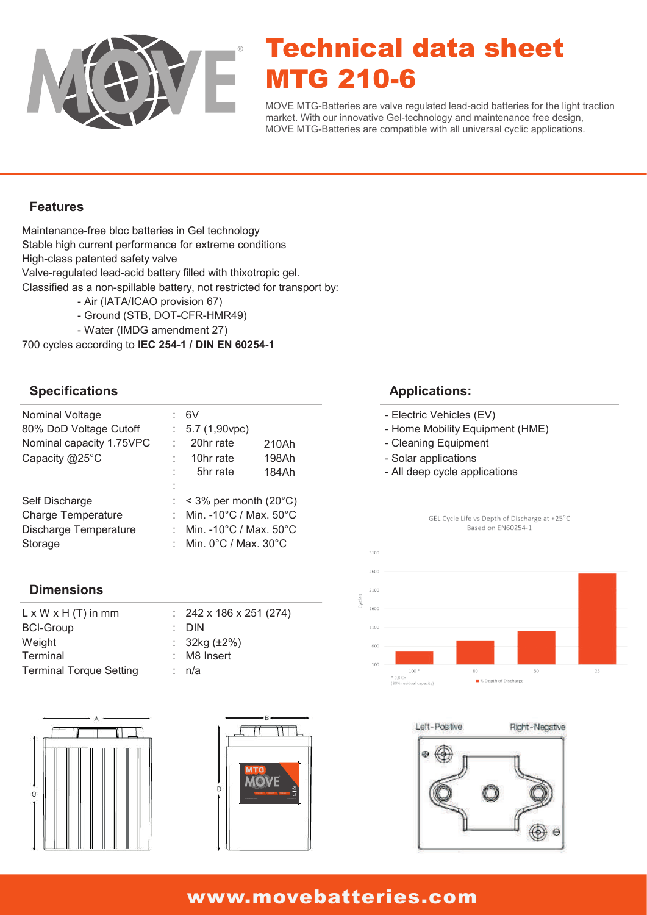# Technical data sheet MTG 210-6

MOVE MTG-Batteries are valve regulated lead-acid batteries for the light traction market. With our innovative Gel-technology and maintenance free design, MOVE MTG-Batteries are compatible with all universal cyclic applications.

## Features

Maintenance-free bloc batteries in Gel technology
Stable high current performance for extreme conditions
High-class patented safety valve
Valve-regulated lead-acid battery filled with thixotropic gel.
Classified as a non-spillable battery, not restricted for transport by:

- Air (IATA/ICAO provision 67)
- Ground (STB, DOT-CFR-HMR49)
- Water (IMDG amendment 27)

700 cycles according to **IEC 254-1 / DIN EN 60254-1**

## Specifications

| | | | |
|---|---|---|---|
| Nominal Voltage | : | 6V | |
| 80% DoD Voltage Cutoff | : | 5.7 (1,90vpc) | |
| Nominal capacity 1.75VPC | : | 20hr rate | 210Ah |
| Capacity @25°C | : | 10hr rate | 198Ah |
| | : | 5hr rate | 184Ah |
| | : | | |
| Self Discharge | : | < 3% per month (20°C) | |
| Charge Temperature | : | Min. -10°C / Max. 50°C | |
| Discharge Temperature | : | Min. -10°C / Max. 50°C | |
| Storage | : | Min. 0°C / Max. 30°C | |

## Dimensions

| | | |
|---|---|---|
| L x W x H (T) in mm | : | 242 x 186 x 251 (274) |
| BCI-Group | : | DIN |
| Weight | : | 32kg (±2%) |
| Terminal | : | M8 Insert |
| Terminal Torque Setting | : | n/a |

## Applications:

- Electric Vehicles (EV)
- Home Mobility Equipment (HME)
- Cleaning Equipment
- Solar applications
- All deep cycle applications

GEL Cycle Life vs Depth of Discharge at +25°C
Based on EN60254-1

Left-Positive    Right-Negative

www.movebatteries.com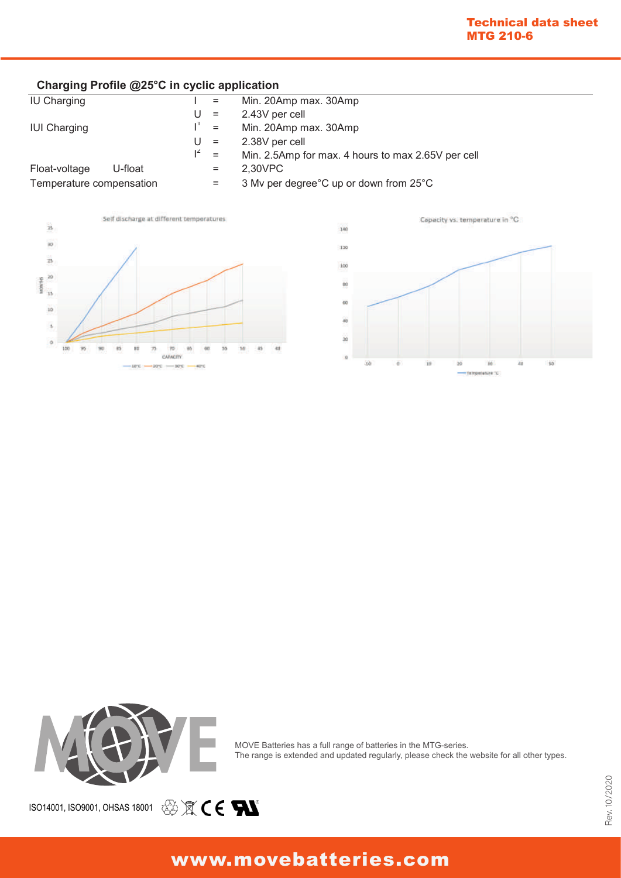## Charging Profile @25°C in cyclic application

| | | | |
|---|---|---|---|
| IU Charging | I | = | Min. 20Amp max. 30Amp |
| | U | = | 2.43V per cell |
| IUI Charging | $I^1$ | = | Min. 20Amp max. 30Amp |
| | U | = | 2.38V per cell |
| | $I^2$ | = | Min. 2.5Amp for max. 4 hours to max 2.65V per cell |
| Float-voltage U-float | | = | 2,30VPC |
| Temperature compensation | | = | 3 Mv per degree°C up or down from 25°C |

Self discharge at different temperatures

35
30
25
20
15
10
5
0

MONTHS

100 95 90 85 80 75 70 65 60 55 50 45 40

CAPACITY

10°C 20°C 30°C 40°C

Capacity vs. temperature in °C

140
120
100
80
60
40
20
0

-10 0 10 20 30 40 50

Temperature °C

MOVE Batteries has a full range of batteries in the MTG-series.
The range is extended and updated regularly, please check the website for all other types.

ISO14001, ISO9001, OHSAS 18001

Rev. 10/2020

www.movebatteries.com